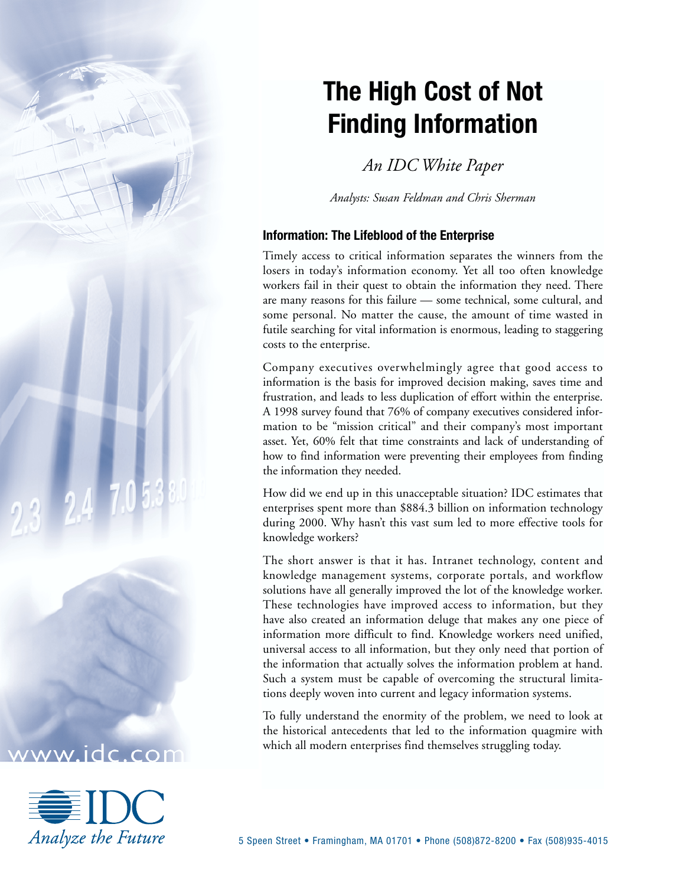# The High Cost of Not Finding Information

*An IDC White Paper*

*Analysts: Susan Feldman and Chris Sherman*

## Information: The Lifeblood of the Enterprise

Timely access to critical information separates the winners from the losers in today's information economy. Yet all too often knowledge workers fail in their quest to obtain the information they need. There are many reasons for this failure — some technical, some cultural, and some personal. No matter the cause, the amount of time wasted in futile searching for vital information is enormous, leading to staggering costs to the enterprise.

Company executives overwhelmingly agree that good access to information is the basis for improved decision making, saves time and frustration, and leads to less duplication of effort within the enterprise. A 1998 survey found that 76% of company executives considered information to be "mission critical" and their company's most important asset. Yet, 60% felt that time constraints and lack of understanding of how to find information were preventing their employees from finding the information they needed.

How did we end up in this unacceptable situation? IDC estimates that enterprises spent more than $884.3 billion on information technology during 2000. Why hasn't this vast sum led to more effective tools for knowledge workers?

The short answer is that it has. Intranet technology, content and knowledge management systems, corporate portals, and workflow solutions have all generally improved the lot of the knowledge worker. These technologies have improved access to information, but they have also created an information deluge that makes any one piece of information more difficult to find. Knowledge workers need unified, universal access to all information, but they only need that portion of the information that actually solves the information problem at hand. Such a system must be capable of overcoming the structural limitations deeply woven into current and legacy information systems.

To fully understand the enormity of the problem, we need to look at the historical antecedents that led to the information quagmire with which all modern enterprises find themselves struggling today.

www.idc.com

IDC *Analyze the Future*

5 Speen Street • Framingham, MA 01701 • Phone (508)872-8200 • Fax (508)935-4015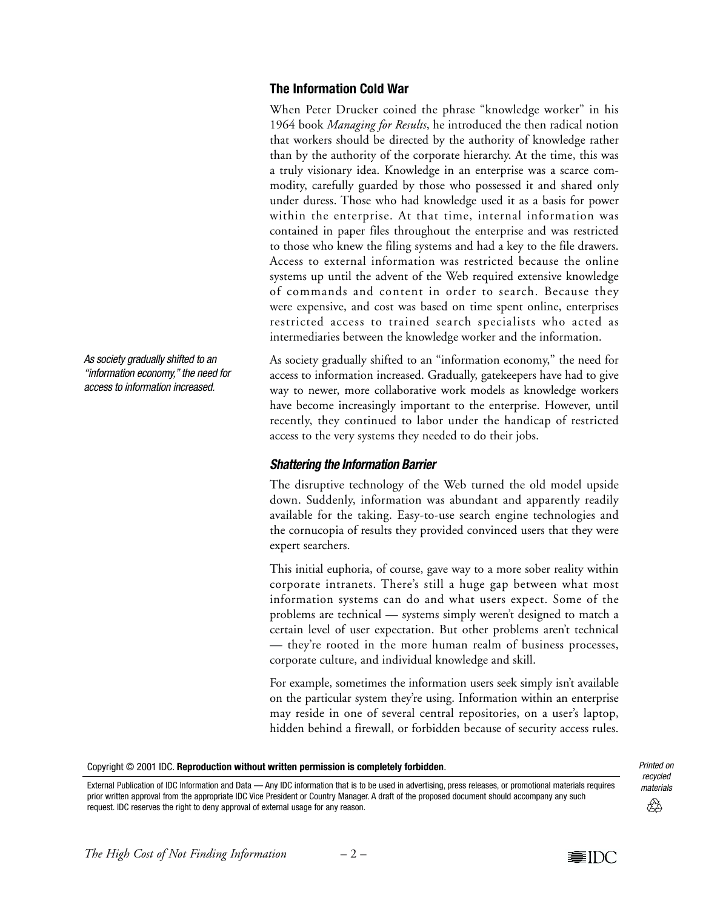## The Information Cold War

When Peter Drucker coined the phrase "knowledge worker" in his 1964 book *Managing for Results*, he introduced the then radical notion that workers should be directed by the authority of knowledge rather than by the authority of the corporate hierarchy. At the time, this was a truly visionary idea. Knowledge in an enterprise was a scarce commodity, carefully guarded by those who possessed it and shared only under duress. Those who had knowledge used it as a basis for power within the enterprise. At that time, internal information was contained in paper files throughout the enterprise and was restricted to those who knew the filing systems and had a key to the file drawers. Access to external information was restricted because the online systems up until the advent of the Web required extensive knowledge of commands and content in order to search. Because they were expensive, and cost was based on time spent online, enterprises restricted access to trained search specialists who acted as intermediaries between the knowledge worker and the information.

*As society gradually shifted to an "information economy," the need for access to information increased.*

As society gradually shifted to an "information economy," the need for access to information increased. Gradually, gatekeepers have had to give way to newer, more collaborative work models as knowledge workers have become increasingly important to the enterprise. However, until recently, they continued to labor under the handicap of restricted access to the very systems they needed to do their jobs.

### *Shattering the Information Barrier*

The disruptive technology of the Web turned the old model upside down. Suddenly, information was abundant and apparently readily available for the taking. Easy-to-use search engine technologies and the cornucopia of results they provided convinced users that they were expert searchers.

This initial euphoria, of course, gave way to a more sober reality within corporate intranets. There's still a huge gap between what most information systems can do and what users expect. Some of the problems are technical — systems simply weren't designed to match a certain level of user expectation. But other problems aren't technical — they're rooted in the more human realm of business processes, corporate culture, and individual knowledge and skill.

For example, sometimes the information users seek simply isn't available on the particular system they're using. Information within an enterprise may reside in one of several central repositories, on a user's laptop, hidden behind a firewall, or forbidden because of security access rules.

Copyright © 2001 IDC. **Reproduction without written permission is completely forbidden**.

External Publication of IDC Information and Data — Any IDC information that is to be used in advertising, press releases, or promotional materials requires prior written approval from the appropriate IDC Vice President or Country Manager. A draft of the proposed document should accompany any such request. IDC reserves the right to deny approval of external usage for any reason.

*Printed on recycled materials*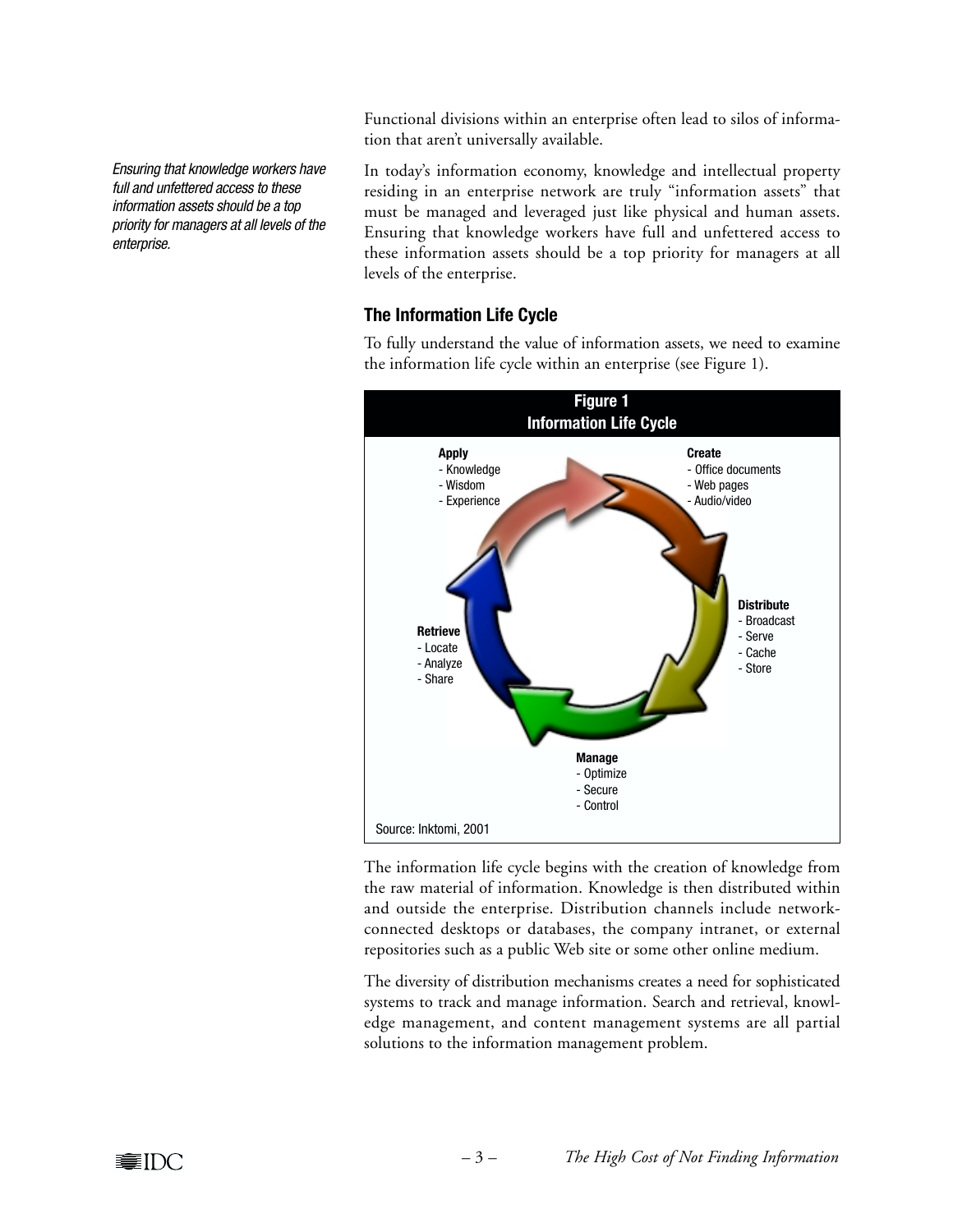Functional divisions within an enterprise often lead to silos of information that aren't universally available.

*Ensuring that knowledge workers have full and unfettered access to these information assets should be a top priority for managers at all levels of the enterprise.*

In today's information economy, knowledge and intellectual property residing in an enterprise network are truly "information assets" that must be managed and leveraged just like physical and human assets. Ensuring that knowledge workers have full and unfettered access to these information assets should be a top priority for managers at all levels of the enterprise.

### The Information Life Cycle

To fully understand the value of information assets, we need to examine the information life cycle within an enterprise (see Figure 1).

**Figure 1**
**Information Life Cycle**

**Create**
- Office documents
- Web pages
- Audio/video

**Distribute**
- Broadcast
- Serve
- Cache
- Store

**Manage**
- Optimize
- Secure
- Control

**Retrieve**
- Locate
- Analyze
- Share

**Apply**
- Knowledge
- Wisdom
- Experience

Source: Inktomi, 2001

The information life cycle begins with the creation of knowledge from the raw material of information. Knowledge is then distributed within and outside the enterprise. Distribution channels include network-connected desktops or databases, the company intranet, or external repositories such as a public Web site or some other online medium.

The diversity of distribution mechanisms creates a need for sophisticated systems to track and manage information. Search and retrieval, knowledge management, and content management systems are all partial solutions to the information management problem.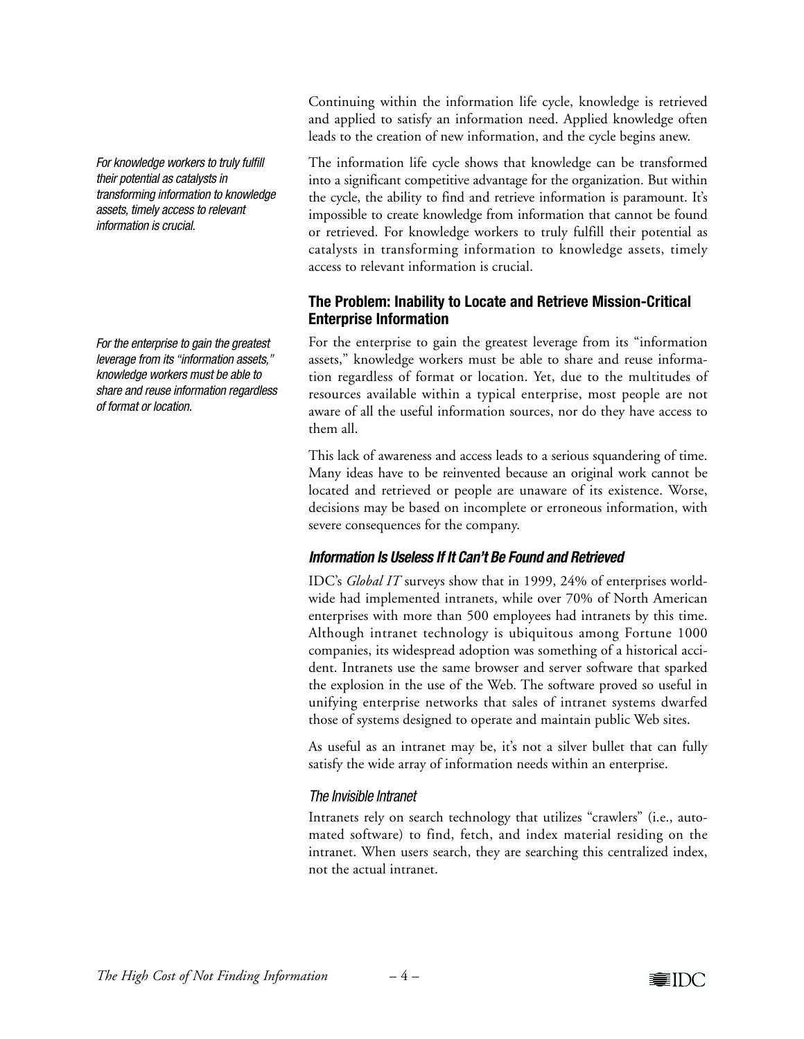Continuing within the information life cycle, knowledge is retrieved and applied to satisfy an information need. Applied knowledge often leads to the creation of new information, and the cycle begins anew.

*For knowledge workers to truly fulfill their potential as catalysts in transforming information to knowledge assets, timely access to relevant information is crucial.*

The information life cycle shows that knowledge can be transformed into a significant competitive advantage for the organization. But within the cycle, the ability to find and retrieve information is paramount. It's impossible to create knowledge from information that cannot be found or retrieved. For knowledge workers to truly fulfill their potential as catalysts in transforming information to knowledge assets, timely access to relevant information is crucial.

## The Problem: Inability to Locate and Retrieve Mission-Critical Enterprise Information

*For the enterprise to gain the greatest leverage from its "information assets," knowledge workers must be able to share and reuse information regardless of format or location.*

For the enterprise to gain the greatest leverage from its "information assets," knowledge workers must be able to share and reuse information regardless of format or location. Yet, due to the multitudes of resources available within a typical enterprise, most people are not aware of all the useful information sources, nor do they have access to them all.

This lack of awareness and access leads to a serious squandering of time. Many ideas have to be reinvented because an original work cannot be located and retrieved or people are unaware of its existence. Worse, decisions may be based on incomplete or erroneous information, with severe consequences for the company.

### *Information Is Useless If It Can't Be Found and Retrieved*

IDC's *Global IT* surveys show that in 1999, 24% of enterprises worldwide had implemented intranets, while over 70% of North American enterprises with more than 500 employees had intranets by this time. Although intranet technology is ubiquitous among Fortune 1000 companies, its widespread adoption was something of a historical accident. Intranets use the same browser and server software that sparked the explosion in the use of the Web. The software proved so useful in unifying enterprise networks that sales of intranet systems dwarfed those of systems designed to operate and maintain public Web sites.

As useful as an intranet may be, it's not a silver bullet that can fully satisfy the wide array of information needs within an enterprise.

#### *The Invisible Intranet*

Intranets rely on search technology that utilizes "crawlers" (i.e., automated software) to find, fetch, and index material residing on the intranet. When users search, they are searching this centralized index, not the actual intranet.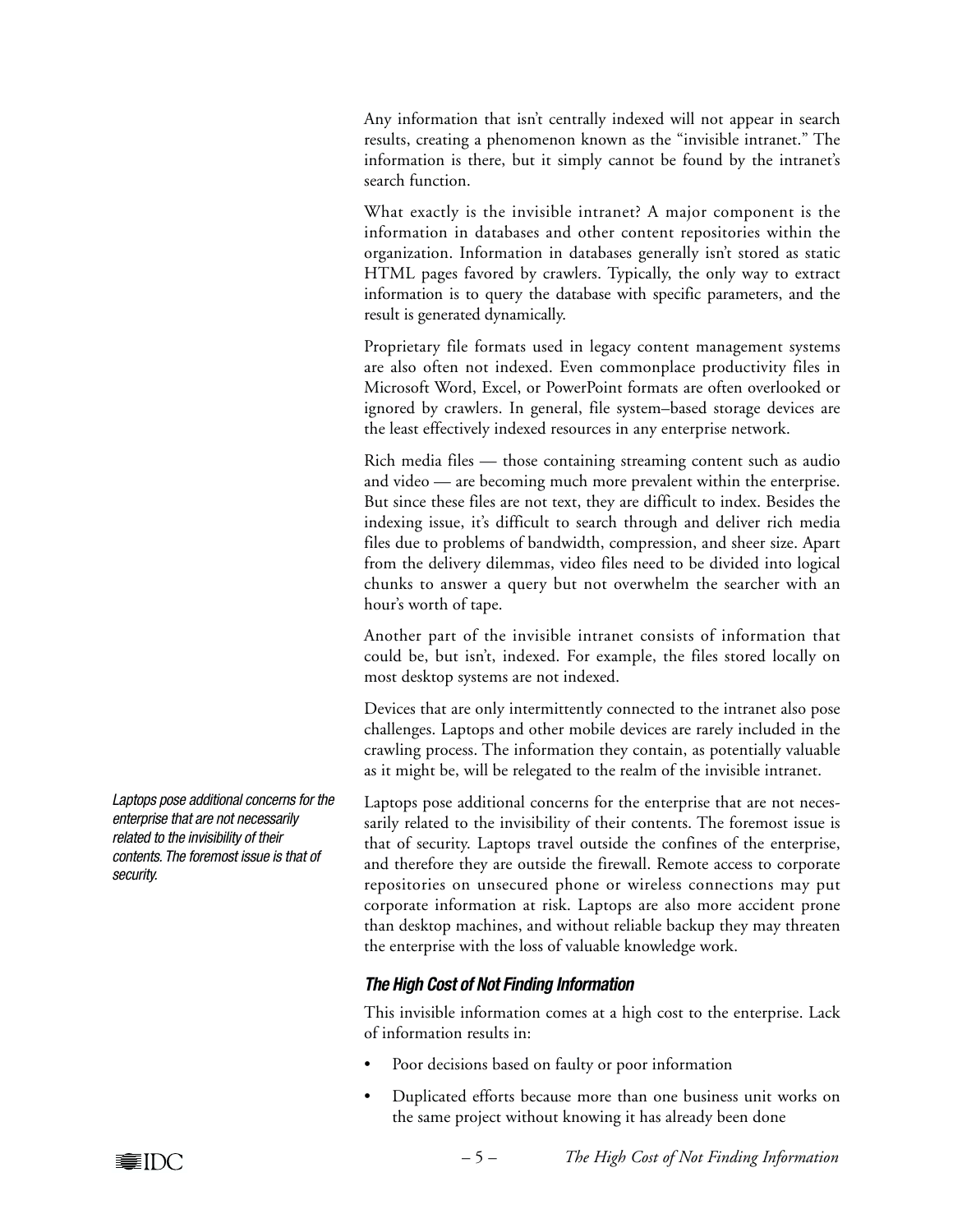Any information that isn't centrally indexed will not appear in search results, creating a phenomenon known as the "invisible intranet." The information is there, but it simply cannot be found by the intranet's search function.

What exactly is the invisible intranet? A major component is the information in databases and other content repositories within the organization. Information in databases generally isn't stored as static HTML pages favored by crawlers. Typically, the only way to extract information is to query the database with specific parameters, and the result is generated dynamically.

Proprietary file formats used in legacy content management systems are also often not indexed. Even commonplace productivity files in Microsoft Word, Excel, or PowerPoint formats are often overlooked or ignored by crawlers. In general, file system–based storage devices are the least effectively indexed resources in any enterprise network.

Rich media files — those containing streaming content such as audio and video — are becoming much more prevalent within the enterprise. But since these files are not text, they are difficult to index. Besides the indexing issue, it's difficult to search through and deliver rich media files due to problems of bandwidth, compression, and sheer size. Apart from the delivery dilemmas, video files need to be divided into logical chunks to answer a query but not overwhelm the searcher with an hour's worth of tape.

Another part of the invisible intranet consists of information that could be, but isn't, indexed. For example, the files stored locally on most desktop systems are not indexed.

Devices that are only intermittently connected to the intranet also pose challenges. Laptops and other mobile devices are rarely included in the crawling process. The information they contain, as potentially valuable as it might be, will be relegated to the realm of the invisible intranet.

*Laptops pose additional concerns for the enterprise that are not necessarily related to the invisibility of their contents. The foremost issue is that of security.*

Laptops pose additional concerns for the enterprise that are not necessarily related to the invisibility of their contents. The foremost issue is that of security. Laptops travel outside the confines of the enterprise, and therefore they are outside the firewall. Remote access to corporate repositories on unsecured phone or wireless connections may put corporate information at risk. Laptops are also more accident prone than desktop machines, and without reliable backup they may threaten the enterprise with the loss of valuable knowledge work.

### *The High Cost of Not Finding Information*

This invisible information comes at a high cost to the enterprise. Lack of information results in:

- Poor decisions based on faulty or poor information
- Duplicated efforts because more than one business unit works on the same project without knowing it has already been done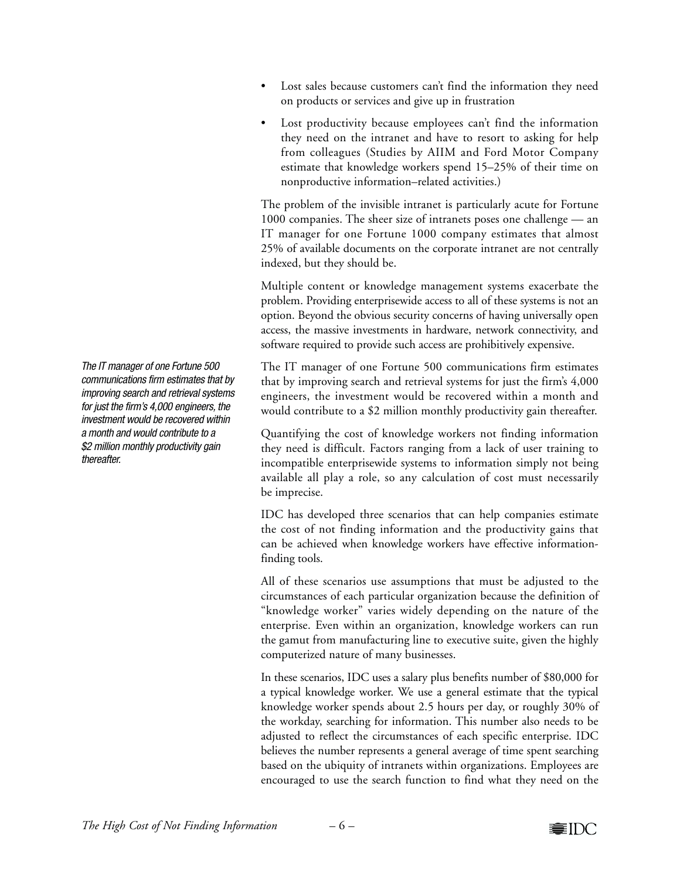- Lost sales because customers can't find the information they need on products or services and give up in frustration
- Lost productivity because employees can't find the information they need on the intranet and have to resort to asking for help from colleagues (Studies by AIIM and Ford Motor Company estimate that knowledge workers spend 15–25% of their time on nonproductive information–related activities.)

The problem of the invisible intranet is particularly acute for Fortune 1000 companies. The sheer size of intranets poses one challenge — an IT manager for one Fortune 1000 company estimates that almost 25% of available documents on the corporate intranet are not centrally indexed, but they should be.

Multiple content or knowledge management systems exacerbate the problem. Providing enterprisewide access to all of these systems is not an option. Beyond the obvious security concerns of having universally open access, the massive investments in hardware, network connectivity, and software required to provide such access are prohibitively expensive.

*The IT manager of one Fortune 500 communications firm estimates that by improving search and retrieval systems for just the firm's 4,000 engineers, the investment would be recovered within a month and would contribute to a $2 million monthly productivity gain thereafter.*

The IT manager of one Fortune 500 communications firm estimates that by improving search and retrieval systems for just the firm's 4,000 engineers, the investment would be recovered within a month and would contribute to a $2 million monthly productivity gain thereafter.

Quantifying the cost of knowledge workers not finding information they need is difficult. Factors ranging from a lack of user training to incompatible enterprisewide systems to information simply not being available all play a role, so any calculation of cost must necessarily be imprecise.

IDC has developed three scenarios that can help companies estimate the cost of not finding information and the productivity gains that can be achieved when knowledge workers have effective information-finding tools.

All of these scenarios use assumptions that must be adjusted to the circumstances of each particular organization because the definition of "knowledge worker" varies widely depending on the nature of the enterprise. Even within an organization, knowledge workers can run the gamut from manufacturing line to executive suite, given the highly computerized nature of many businesses.

In these scenarios, IDC uses a salary plus benefits number of $80,000 for a typical knowledge worker. We use a general estimate that the typical knowledge worker spends about 2.5 hours per day, or roughly 30% of the workday, searching for information. This number also needs to be adjusted to reflect the circumstances of each specific enterprise. IDC believes the number represents a general average of time spent searching based on the ubiquity of intranets within organizations. Employees are encouraged to use the search function to find what they need on the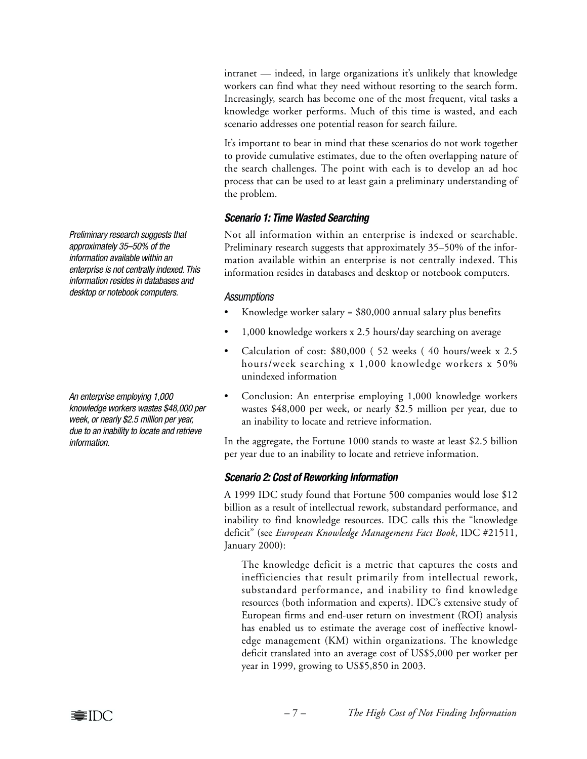intranet — indeed, in large organizations it's unlikely that knowledge workers can find what they need without resorting to the search form. Increasingly, search has become one of the most frequent, vital tasks a knowledge worker performs. Much of this time is wasted, and each scenario addresses one potential reason for search failure.

It's important to bear in mind that these scenarios do not work together to provide cumulative estimates, due to the often overlapping nature of the search challenges. The point with each is to develop an ad hoc process that can be used to at least gain a preliminary understanding of the problem.

*Preliminary research suggests that approximately 35–50% of the information available within an enterprise is not centrally indexed. This information resides in databases and desktop or notebook computers.*

### *Scenario 1: Time Wasted Searching*

Not all information within an enterprise is indexed or searchable. Preliminary research suggests that approximately 35–50% of the information available within an enterprise is not centrally indexed. This information resides in databases and desktop or notebook computers.

#### *Assumptions*

- Knowledge worker salary = $80,000 annual salary plus benefits
- 1,000 knowledge workers x 2.5 hours/day searching on average
- Calculation of cost: $80,000 ( 52 weeks ( 40 hours/week x 2.5 hours/week searching x 1,000 knowledge workers x 50% unindexed information
- Conclusion: An enterprise employing 1,000 knowledge workers wastes $48,000 per week, or nearly $2.5 million per year, due to an inability to locate and retrieve information.

*An enterprise employing 1,000 knowledge workers wastes $48,000 per week, or nearly $2.5 million per year, due to an inability to locate and retrieve information.*

In the aggregate, the Fortune 1000 stands to waste at least $2.5 billion per year due to an inability to locate and retrieve information.

### *Scenario 2: Cost of Reworking Information*

A 1999 IDC study found that Fortune 500 companies would lose $12 billion as a result of intellectual rework, substandard performance, and inability to find knowledge resources. IDC calls this the "knowledge deficit" (see *European Knowledge Management Fact Book*, IDC #21511, January 2000):

> The knowledge deficit is a metric that captures the costs and inefficiencies that result primarily from intellectual rework, substandard performance, and inability to find knowledge resources (both information and experts). IDC's extensive study of European firms and end-user return on investment (ROI) analysis has enabled us to estimate the average cost of ineffective knowledge management (KM) within organizations. The knowledge deficit translated into an average cost of US$5,000 per worker per year in 1999, growing to US$5,850 in 2003.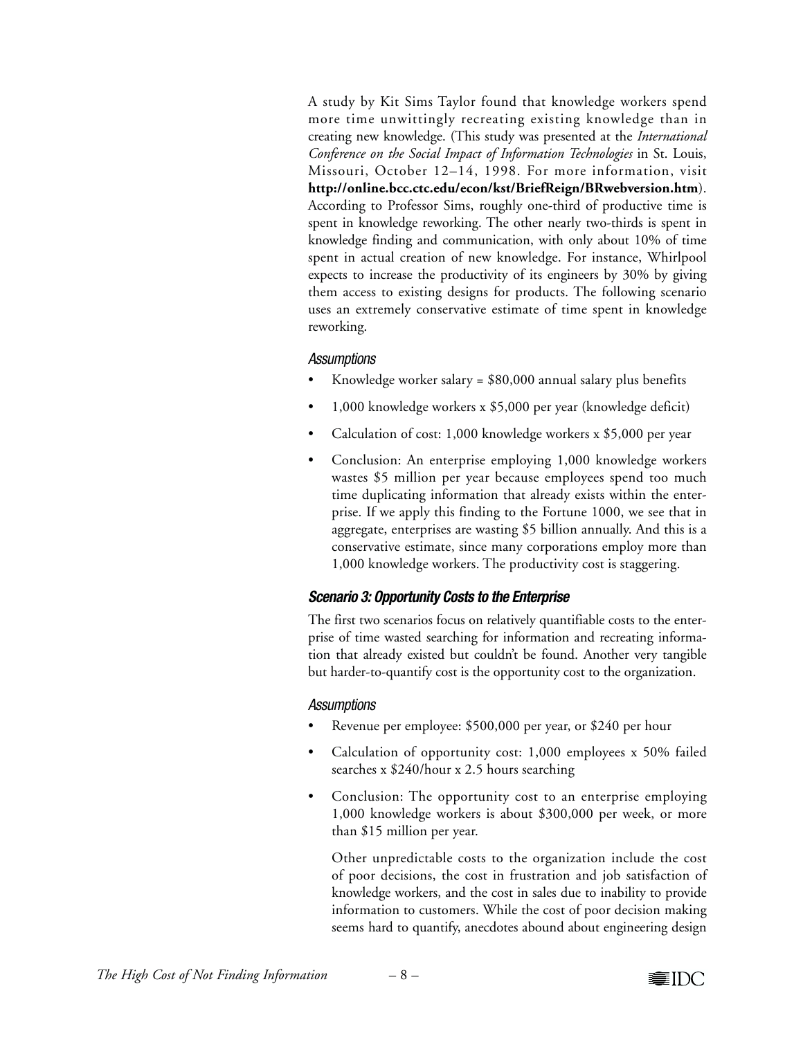A study by Kit Sims Taylor found that knowledge workers spend more time unwittingly recreating existing knowledge than in creating new knowledge. (This study was presented at the *International Conference on the Social Impact of Information Technologies* in St. Louis, Missouri, October 12–14, 1998. For more information, visit **http://online.bcc.ctc.edu/econ/kst/BriefReign/BRwebversion.htm**). According to Professor Sims, roughly one-third of productive time is spent in knowledge reworking. The other nearly two-thirds is spent in knowledge finding and communication, with only about 10% of time spent in actual creation of new knowledge. For instance, Whirlpool expects to increase the productivity of its engineers by 30% by giving them access to existing designs for products. The following scenario uses an extremely conservative estimate of time spent in knowledge reworking.

#### *Assumptions*

- Knowledge worker salary = $80,000 annual salary plus benefits
- 1,000 knowledge workers x $5,000 per year (knowledge deficit)
- Calculation of cost: 1,000 knowledge workers x $5,000 per year
- Conclusion: An enterprise employing 1,000 knowledge workers wastes $5 million per year because employees spend too much time duplicating information that already exists within the enterprise. If we apply this finding to the Fortune 1000, we see that in aggregate, enterprises are wasting $5 billion annually. And this is a conservative estimate, since many corporations employ more than 1,000 knowledge workers. The productivity cost is staggering.

### *Scenario 3: Opportunity Costs to the Enterprise*

The first two scenarios focus on relatively quantifiable costs to the enterprise of time wasted searching for information and recreating information that already existed but couldn't be found. Another very tangible but harder-to-quantify cost is the opportunity cost to the organization.

#### *Assumptions*

- Revenue per employee: $500,000 per year, or $240 per hour
- Calculation of opportunity cost: 1,000 employees x 50% failed searches x $240/hour x 2.5 hours searching
- Conclusion: The opportunity cost to an enterprise employing 1,000 knowledge workers is about $300,000 per week, or more than $15 million per year.

  Other unpredictable costs to the organization include the cost of poor decisions, the cost in frustration and job satisfaction of knowledge workers, and the cost in sales due to inability to provide information to customers. While the cost of poor decision making seems hard to quantify, anecdotes abound about engineering design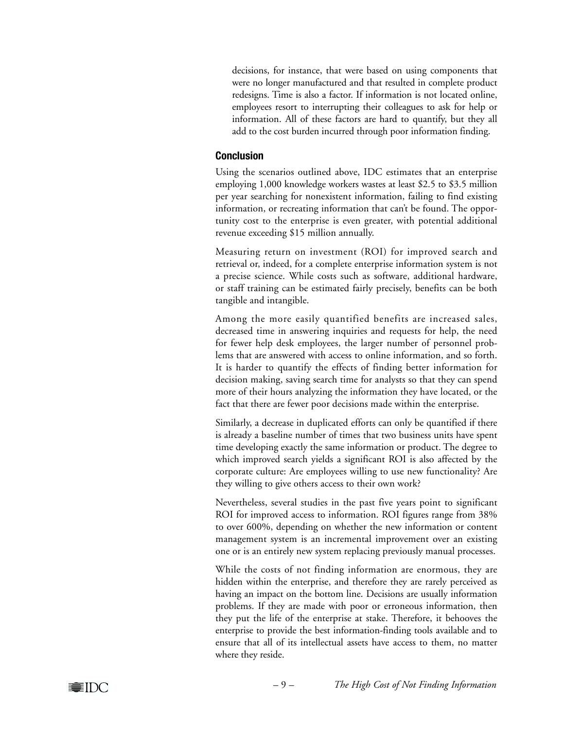decisions, for instance, that were based on using components that were no longer manufactured and that resulted in complete product redesigns. Time is also a factor. If information is not located online, employees resort to interrupting their colleagues to ask for help or information. All of these factors are hard to quantify, but they all add to the cost burden incurred through poor information finding.

## Conclusion

Using the scenarios outlined above, IDC estimates that an enterprise employing 1,000 knowledge workers wastes at least $2.5 to $3.5 million per year searching for nonexistent information, failing to find existing information, or recreating information that can't be found. The opportunity cost to the enterprise is even greater, with potential additional revenue exceeding $15 million annually.

Measuring return on investment (ROI) for improved search and retrieval or, indeed, for a complete enterprise information system is not a precise science. While costs such as software, additional hardware, or staff training can be estimated fairly precisely, benefits can be both tangible and intangible.

Among the more easily quantified benefits are increased sales, decreased time in answering inquiries and requests for help, the need for fewer help desk employees, the larger number of personnel problems that are answered with access to online information, and so forth. It is harder to quantify the effects of finding better information for decision making, saving search time for analysts so that they can spend more of their hours analyzing the information they have located, or the fact that there are fewer poor decisions made within the enterprise.

Similarly, a decrease in duplicated efforts can only be quantified if there is already a baseline number of times that two business units have spent time developing exactly the same information or product. The degree to which improved search yields a significant ROI is also affected by the corporate culture: Are employees willing to use new functionality? Are they willing to give others access to their own work?

Nevertheless, several studies in the past five years point to significant ROI for improved access to information. ROI figures range from 38% to over 600%, depending on whether the new information or content management system is an incremental improvement over an existing one or is an entirely new system replacing previously manual processes.

While the costs of not finding information are enormous, they are hidden within the enterprise, and therefore they are rarely perceived as having an impact on the bottom line. Decisions are usually information problems. If they are made with poor or erroneous information, then they put the life of the enterprise at stake. Therefore, it behooves the enterprise to provide the best information-finding tools available and to ensure that all of its intellectual assets have access to them, no matter where they reside.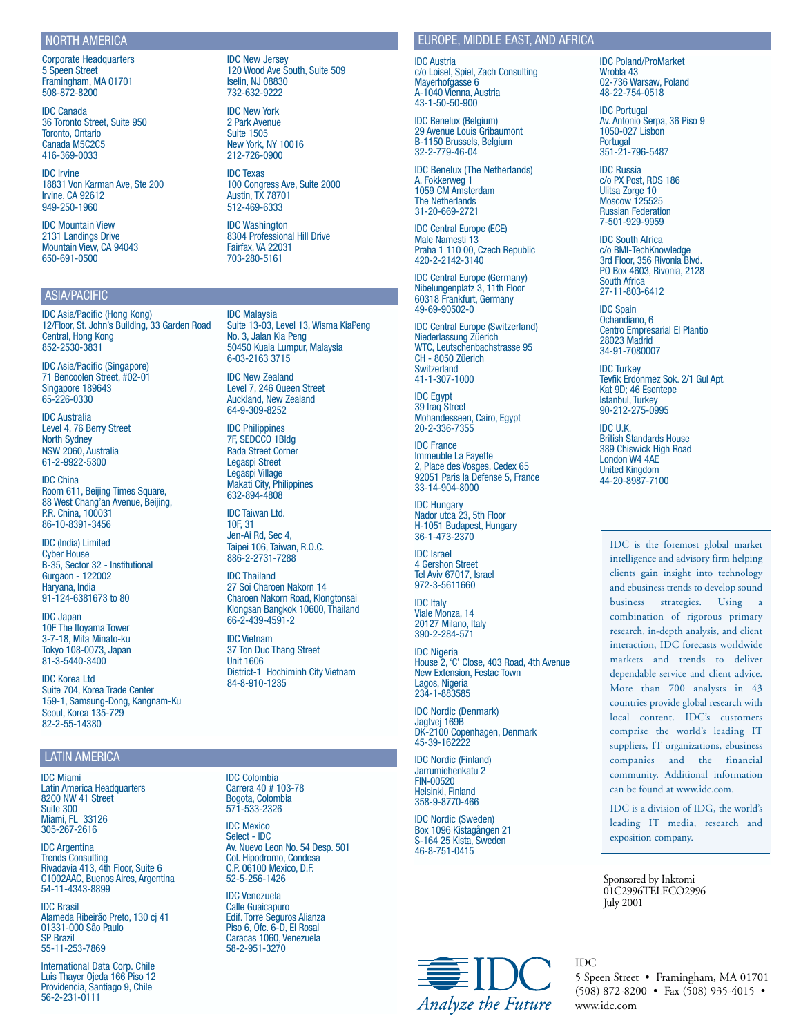## NORTH AMERICA

Corporate Headquarters
5 Speen Street
Framingham, MA 01701
508-872-8200

IDC Canada
36 Toronto Street, Suite 950
Toronto, Ontario
Canada M5C2C5
416-369-0033

IDC Irvine
18831 Von Karman Ave, Ste 200
Irvine, CA 92612
949-250-1960

IDC Mountain View
2131 Landings Drive
Mountain View, CA 94043
650-691-0500

IDC New Jersey
120 Wood Ave South, Suite 509
Iselin, NJ 08830
732-632-9222

IDC New York
2 Park Avenue
Suite 1505
New York, NY 10016
212-726-0900

IDC Texas
100 Congress Ave, Suite 2000
Austin, TX 78701
512-469-6333

IDC Washington
8304 Professional Hill Drive
Fairfax, VA 22031
703-280-5161

## ASIA/PACIFIC

IDC Asia/Pacific (Hong Kong)
12/Floor, St. John's Building, 33 Garden Road
Central, Hong Kong
852-2530-3831

IDC Asia/Pacific (Singapore)
71 Bencoolen Street, #02-01
Singapore 189643
65-226-0330

IDC Australia
Level 4, 76 Berry Street
North Sydney
NSW 2060, Australia
61-2-9922-5300

IDC China
Room 611, Beijing Times Square,
88 West Chang'an Avenue, Beijing,
P.R. China, 100031
86-10-8391-3456

IDC (India) Limited
Cyber House
B-35, Sector 32 - Institutional
Gurgaon - 122002
Haryana, India
91-124-6381673 to 80

IDC Japan
10F The Itoyama Tower
3-7-18, Mita Minato-ku
Tokyo 108-0073, Japan
81-3-5440-3400

IDC Korea Ltd
Suite 704, Korea Trade Center
159-1, Samsung-Dong, Kangnam-Ku
Seoul, Korea 135-729
82-2-55-14380

IDC Malaysia
Suite 13-03, Level 13, Wisma KiaPeng
No. 3, Jalan Kia Peng
50450 Kuala Lumpur, Malaysia
6-03-2163 3715

IDC New Zealand
Level 7, 246 Queen Street
Auckland, New Zealand
64-9-309-8252

IDC Philippines
7F, SEDCCO 1Bldg
Rada Street Corner
Legaspi Street
Legaspi Village
Makati City, Philippines
632-894-4808

IDC Taiwan Ltd.
10F, 31
Jen-Ai Rd, Sec 4,
Taipei 106, Taiwan, R.O.C.
886-2-2731-7288

IDC Thailand
27 Soi Charoen Nakorn 14
Charoen Nakorn Road, Klongtonsai
Klongsan Bangkok 10600, Thailand
66-2-439-4591-2

IDC Vietnam
37 Ton Duc Thang Street
Unit 1606
District-1 Hochiminh City Vietnam
84-8-910-1235

## LATIN AMERICA

IDC Miami
Latin America Headquarters
8200 NW 41 Street
Suite 300
Miami, FL 33126
305-267-2616

IDC Argentina
Trends Consulting
Rivadavia 413, 4th Floor, Suite 6
C1002AAC, Buenos Aires, Argentina
54-11-4343-8899

IDC Brasil
Alameda Ribeirão Preto, 130 cj 41
01331-000 São Paulo
SP Brazil
55-11-253-7869

International Data Corp. Chile
Luis Thayer Ojeda 166 Piso 12
Providencia, Santiago 9, Chile
56-2-231-0111

IDC Colombia
Carrera 40 # 103-78
Bogota, Colombia
571-533-2326

IDC Mexico
Select - IDC
Av. Nuevo Leon No. 54 Desp. 501
Col. Hipodromo, Condesa
C.P. 06100 Mexico, D.F.
52-5-256-1426

IDC Venezuela
Calle Guaicapuro
Edif. Torre Seguros Alianza
Piso 6, Ofc. 6-D, El Rosal
Caracas 1060, Venezuela
58-2-951-3270

## EUROPE, MIDDLE EAST, AND AFRICA

IDC Austria
c/o Loisel, Spiel, Zach Consulting
Mayerhofgasse 6
A-1040 Vienna, Austria
43-1-50-50-900

IDC Benelux (Belgium)
29 Avenue Louis Gribaumont
B-1150 Brussels, Belgium
32-2-779-46-04

IDC Benelux (The Netherlands)
A. Fokkerweg 1
1059 CM Amsterdam
The Netherlands
31-20-669-2721

IDC Central Europe (ECE)
Male Namesti 13
Praha 1 110 00, Czech Republic
420-2-2142-3140

IDC Central Europe (Germany)
Nibelungenplatz 3, 11th Floor
60318 Frankfurt, Germany
49-69-90502-0

IDC Central Europe (Switzerland)
Niederlassung Züerich
WTC, Leutschenbachstrasse 95
CH - 8050 Züerich
Switzerland
41-1-307-1000

IDC Egypt
39 Iraq Street
Mohandesseen, Cairo, Egypt
20-2-336-7355

IDC France
Immeuble La Fayette
2, Place des Vosges, Cedex 65
92051 Paris la Defense 5, France
33-14-904-8000

IDC Hungary
Nador utca 23, 5th Floor
H-1051 Budapest, Hungary
36-1-473-2370

IDC Israel
4 Gershon Street
Tel Aviv 67017, Israel
972-3-5611660

IDC Italy
Viale Monza, 14
20127 Milano, Italy
390-2-284-571

IDC Nigeria
House 2, 'C' Close, 403 Road, 4th Avenue
New Extension, Festac Town
Lagos, Nigeria
234-1-883585

IDC Nordic (Denmark)
Jagtvej 169B
DK-2100 Copenhagen, Denmark
45-39-162222

IDC Nordic (Finland)
Jarrumiehenkatu 2
FIN-00520
Helsinki, Finland
358-9-8770-466

IDC Nordic (Sweden)
Box 1096 Kistagången 21
S-164 25 Kista, Sweden
46-8-751-0415

IDC Poland/ProMarket
Wrobla 43
02-736 Warsaw, Poland
48-22-754-0518

IDC Portugal
Av. Antonio Serpa, 36 Piso 9
1050-027 Lisbon
Portugal
351-21-796-5487

IDC Russia
c/o PX Post, RDS 186
Ulitsa Zorge 10
Moscow 125525
Russian Federation
7-501-929-9959

IDC South Africa
c/o BMI-TechKnowledge
3rd Floor, 356 Rivonia Blvd.
PO Box 4603, Rivonia, 2128
South Africa
27-11-803-6412

IDC Spain
Ochandiano, 6
Centro Empresarial El Plantio
28023 Madrid
34-91-7080007

IDC Turkey
Tevfik Erdonmez Sok. 2/1 Gul Apt.
Kat 9D; 46 Esentepe
Istanbul, Turkey
90-212-275-0995

IDC U.K.
British Standards House
389 Chiswick High Road
London W4 4AE
United Kingdom
44-20-8987-7100

IDC is the foremost global market intelligence and advisory firm helping clients gain insight into technology and ebusiness trends to develop sound business strategies. Using a combination of rigorous primary research, in-depth analysis, and client interaction, IDC forecasts worldwide markets and trends to deliver dependable service and client advice. More than 700 analysts in 43 countries provide global research with local content. IDC's customers comprise the world's leading IT suppliers, IT organizations, ebusiness companies and the financial community. Additional information can be found at www.idc.com.

IDC is a division of IDG, the world's leading IT media, research and exposition company.

Sponsored by Inktomi
01C2996TELECO2996
July 2001

IDC
*Analyze the Future*

IDC
5 Speen Street • Framingham, MA 01701
(508) 872-8200 • Fax (508) 935-4015 •
www.idc.com